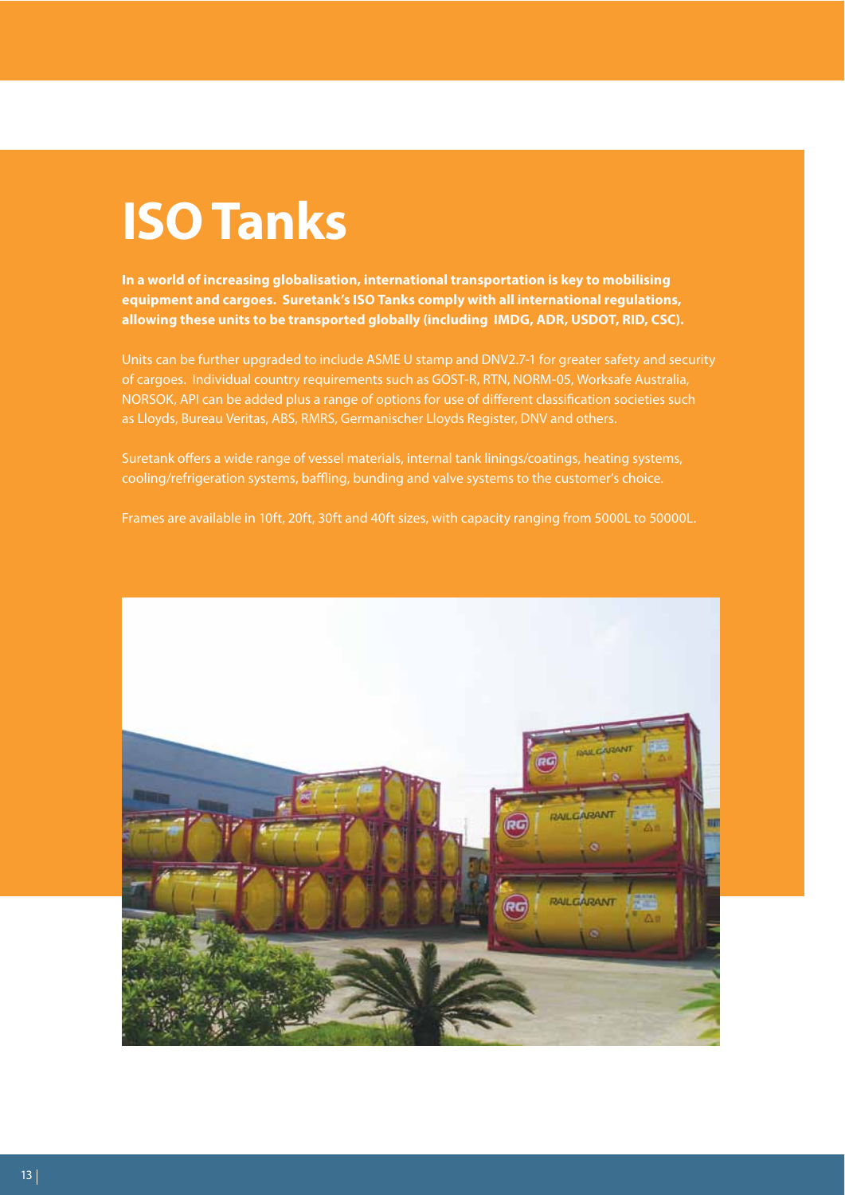# ISO Tanks

**In a world of increasing globalisation, international transportation is key to mobilising equipment and cargoes. Suretank's ISO Tanks comply with all international regulations, allowing these units to be transported globally (including IMDG, ADR, USDOT, RID, CSC).**

Units can be further upgraded to include ASME U stamp and DNV2.7-1 for greater safety and security of cargoes. Individual country requirements such as GOST-R, RTN, NORM-05, Worksafe Australia, NORSOK, API can be added plus a range of options for use of different classification societies such as Lloyds, Bureau Veritas, ABS, RMRS, Germanischer Lloyds Register, DNV and others.

Suretank offers a wide range of vessel materials, internal tank linings/coatings, heating systems, cooling/refrigeration systems, baffling, bunding and valve systems to the customer's choice.

Frames are available in 10ft, 20ft, 30ft and 40ft sizes, with capacity ranging from 5000L to 50000L.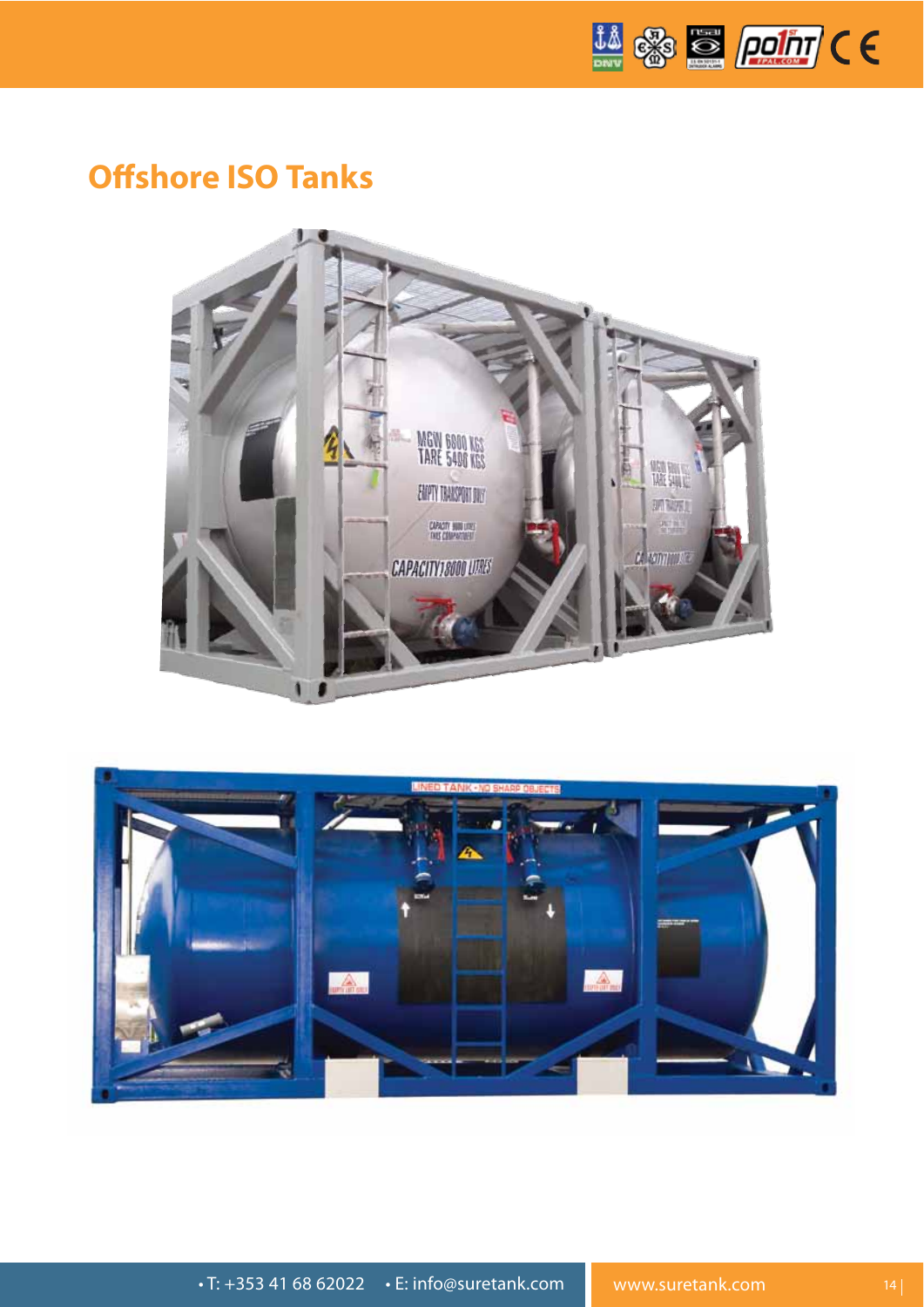# Offshore ISO Tanks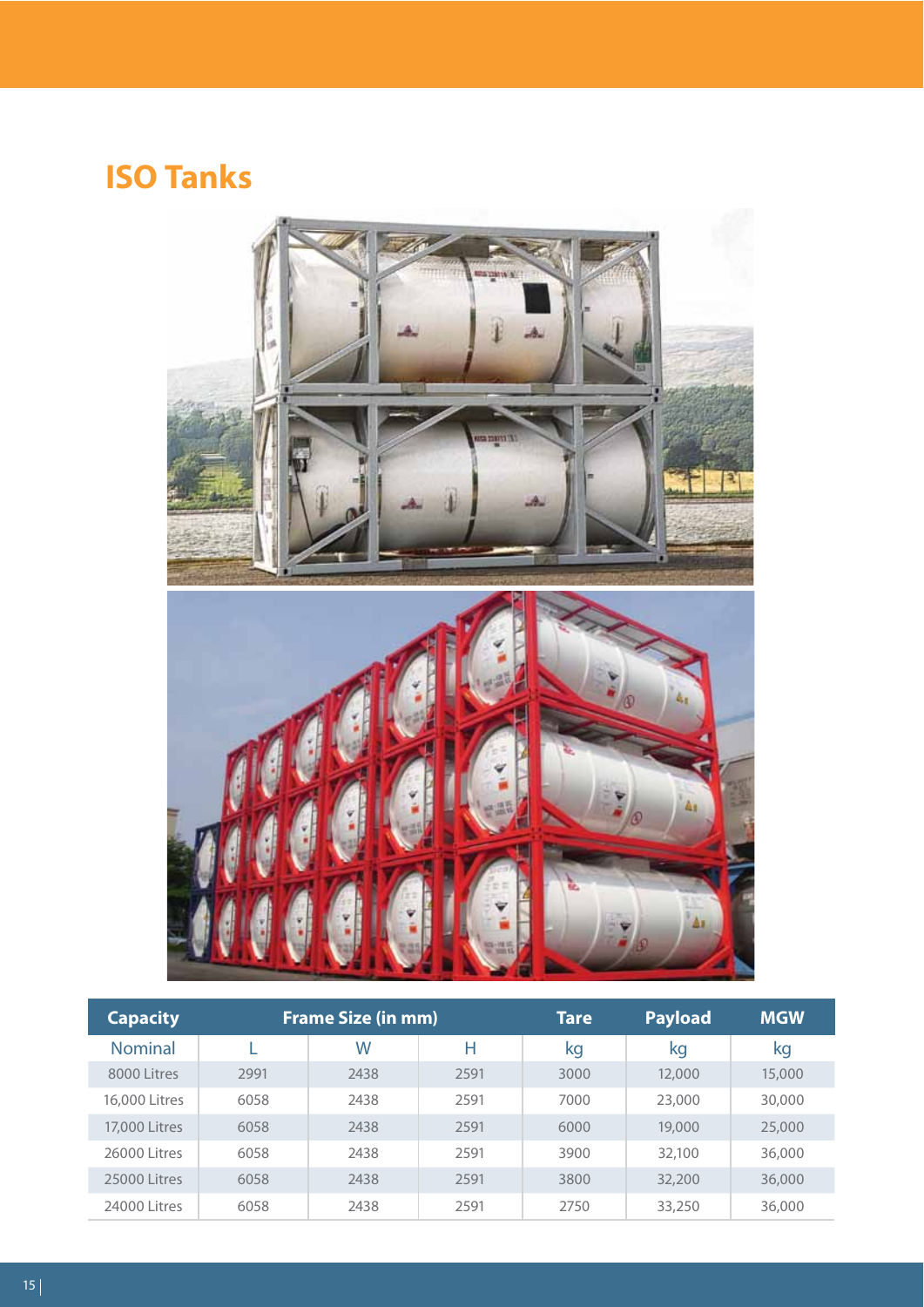## ISO Tanks

| Capacity | Frame Size (in mm) | | | Tare | Payload | MGW |
|---|---|---|---|---|---|---|
| Nominal | L | W | H | kg | kg | kg |
| 8000 Litres | 2991 | 2438 | 2591 | 3000 | 12,000 | 15,000 |
| 16,000 Litres | 6058 | 2438 | 2591 | 7000 | 23,000 | 30,000 |
| 17,000 Litres | 6058 | 2438 | 2591 | 6000 | 19,000 | 25,000 |
| 26000 Litres | 6058 | 2438 | 2591 | 3900 | 32,100 | 36,000 |
| 25000 Litres | 6058 | 2438 | 2591 | 3800 | 32,200 | 36,000 |
| 24000 Litres | 6058 | 2438 | 2591 | 2750 | 33,250 | 36,000 |